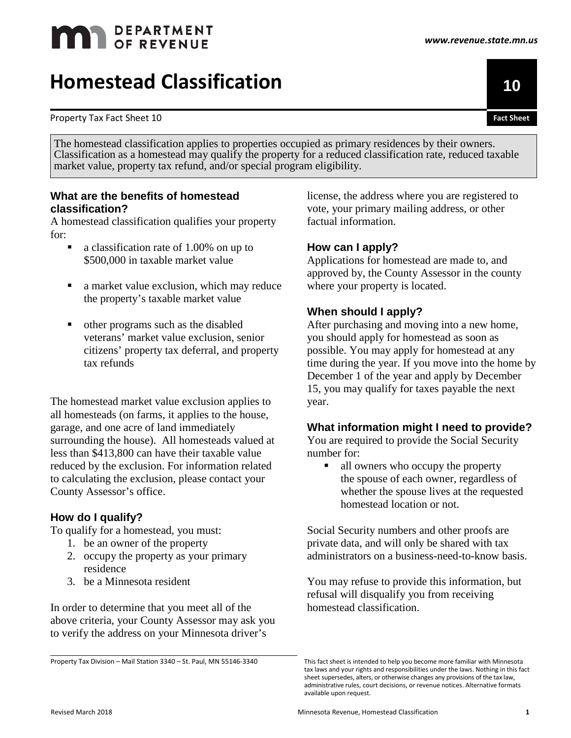# Homestead Classification

Property Tax Fact Sheet 10

> The homestead classification applies to properties occupied as primary residences by their owners. Classification as a homestead may qualify the property for a reduced classification rate, reduced taxable market value, property tax refund, and/or special program eligibility.

### What are the benefits of homestead classification?

A homestead classification qualifies your property for:

- a classification rate of 1.00% on up to $500,000 in taxable market value
- a market value exclusion, which may reduce the property's taxable market value
- other programs such as the disabled veterans' market value exclusion, senior citizens' property tax deferral, and property tax refunds

The homestead market value exclusion applies to all homesteads (on farms, it applies to the house, garage, and one acre of land immediately surrounding the house). All homesteads valued at less than $413,800 can have their taxable value reduced by the exclusion. For information related to calculating the exclusion, please contact your County Assessor's office.

### How do I qualify?

To qualify for a homestead, you must:

1. be an owner of the property
2. occupy the property as your primary residence
3. be a Minnesota resident

In order to determine that you meet all of the above criteria, your County Assessor may ask you to verify the address on your Minnesota driver's license, the address where you are registered to vote, your primary mailing address, or other factual information.

### How can I apply?

Applications for homestead are made to, and approved by, the County Assessor in the county where your property is located.

### When should I apply?

After purchasing and moving into a new home, you should apply for homestead as soon as possible. You may apply for homestead at any time during the year. If you move into the home by December 1 of the year and apply by December 15, you may qualify for taxes payable the next year.

### What information might I need to provide?

You are required to provide the Social Security number for:

- all owners who occupy the property
- the spouse of each owner, regardless of whether the spouse lives at the requested homestead location or not.

Social Security numbers and other proofs are private data, and will only be shared with tax administrators on a business-need-to-know basis.

You may refuse to provide this information, but refusal will disqualify you from receiving homestead classification.

Property Tax Division – Mail Station 3340 – St. Paul, MN 55146-3340

This fact sheet is intended to help you become more familiar with Minnesota tax laws and your rights and responsibilities under the laws. Nothing in this fact sheet supersedes, alters, or otherwise changes any provisions of the tax law, administrative rules, court decisions, or revenue notices. Alternative formats available upon request.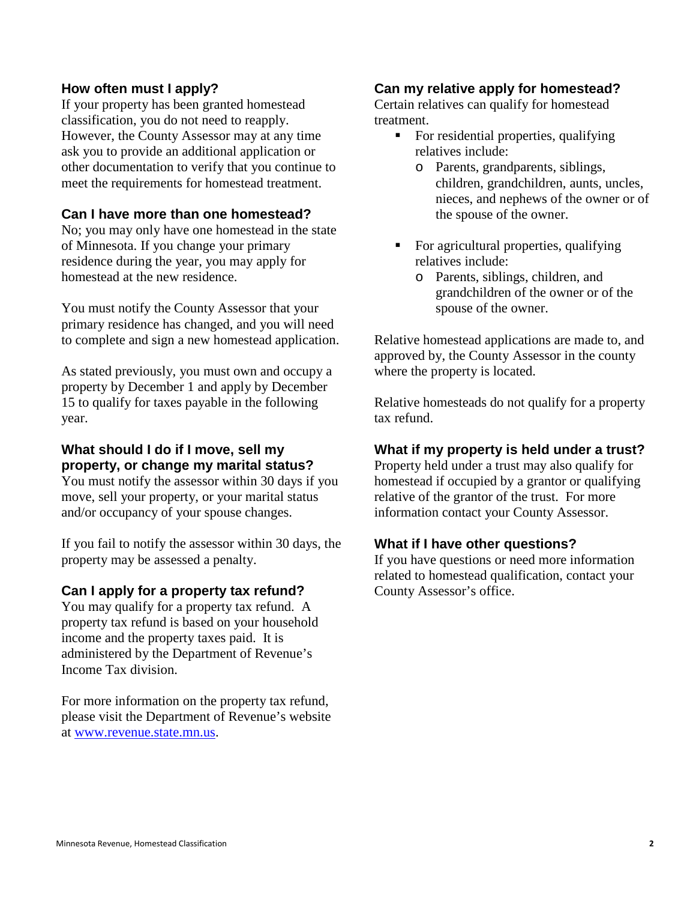### How often must I apply?

If your property has been granted homestead classification, you do not need to reapply. However, the County Assessor may at any time ask you to provide an additional application or other documentation to verify that you continue to meet the requirements for homestead treatment.

### Can I have more than one homestead?

No; you may only have one homestead in the state of Minnesota. If you change your primary residence during the year, you may apply for homestead at the new residence.

You must notify the County Assessor that your primary residence has changed, and you will need to complete and sign a new homestead application.

As stated previously, you must own and occupy a property by December 1 and apply by December 15 to qualify for taxes payable in the following year.

### What should I do if I move, sell my property, or change my marital status?

You must notify the assessor within 30 days if you move, sell your property, or your marital status and/or occupancy of your spouse changes.

If you fail to notify the assessor within 30 days, the property may be assessed a penalty.

### Can I apply for a property tax refund?

You may qualify for a property tax refund. A property tax refund is based on your household income and the property taxes paid. It is administered by the Department of Revenue's Income Tax division.

For more information on the property tax refund, please visit the Department of Revenue's website at [www.revenue.state.mn.us](http://www.revenue.state.mn.us).

### Can my relative apply for homestead?

Certain relatives can qualify for homestead treatment.

- For residential properties, qualifying relatives include:
  - Parents, grandparents, siblings, children, grandchildren, aunts, uncles, nieces, and nephews of the owner or of the spouse of the owner.
- For agricultural properties, qualifying relatives include:
  - Parents, siblings, children, and grandchildren of the owner or of the spouse of the owner.

Relative homestead applications are made to, and approved by, the County Assessor in the county where the property is located.

Relative homesteads do not qualify for a property tax refund.

### What if my property is held under a trust?

Property held under a trust may also qualify for homestead if occupied by a grantor or qualifying relative of the grantor of the trust. For more information contact your County Assessor.

### What if I have other questions?

If you have questions or need more information related to homestead qualification, contact your County Assessor's office.